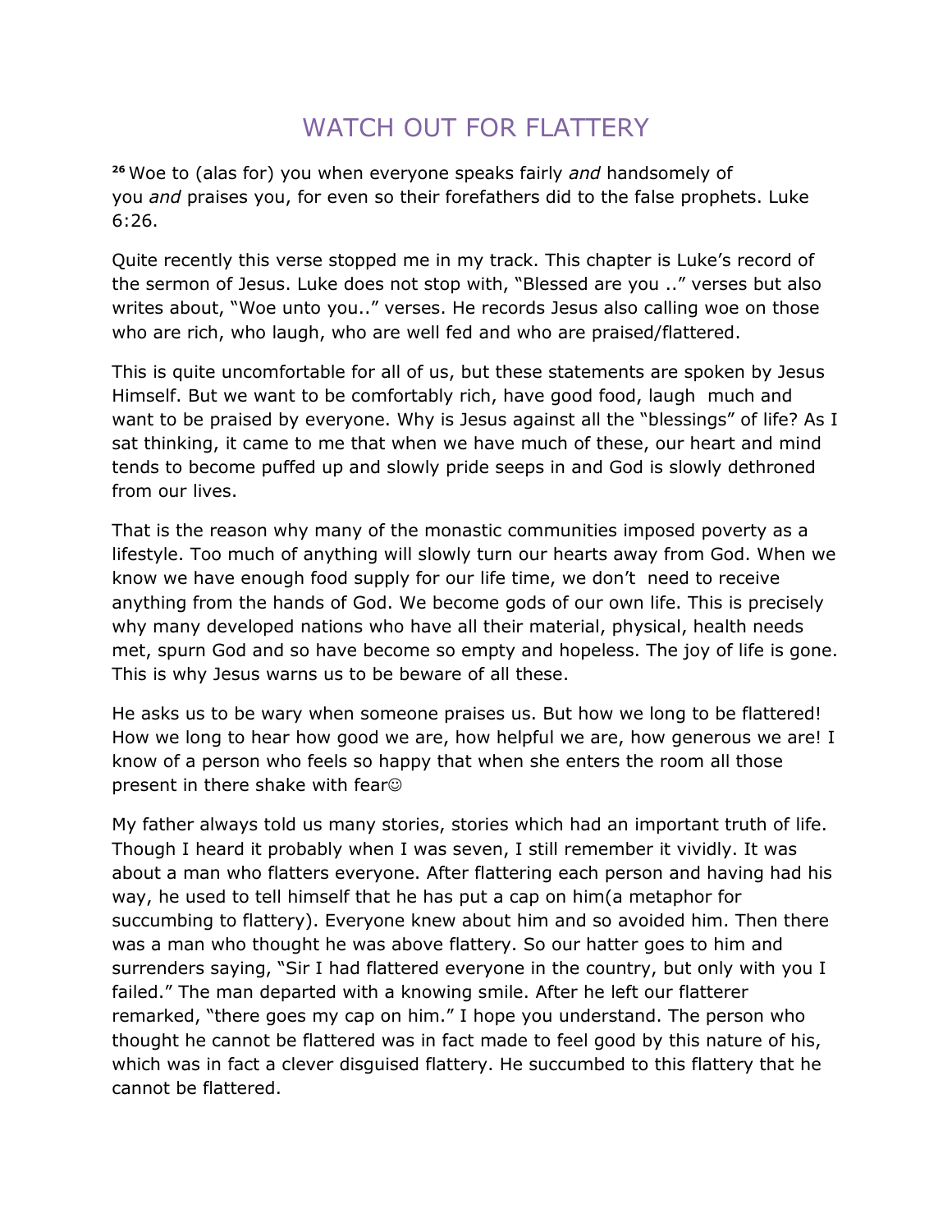# WATCH OUT FOR FLATTERY

[26] Woe to (alas for) you when everyone speaks fairly *and* handsomely of you *and* praises you, for even so their forefathers did to the false prophets. Luke 6:26.

Quite recently this verse stopped me in my track. This chapter is Luke's record of the sermon of Jesus. Luke does not stop with, "Blessed are you .." verses but also writes about, "Woe unto you.." verses. He records Jesus also calling woe on those who are rich, who laugh, who are well fed and who are praised/flattered.

This is quite uncomfortable for all of us, but these statements are spoken by Jesus Himself. But we want to be comfortably rich, have good food, laugh much and want to be praised by everyone. Why is Jesus against all the "blessings" of life? As I sat thinking, it came to me that when we have much of these, our heart and mind tends to become puffed up and slowly pride seeps in and God is slowly dethroned from our lives.

That is the reason why many of the monastic communities imposed poverty as a lifestyle. Too much of anything will slowly turn our hearts away from God. When we know we have enough food supply for our life time, we don't need to receive anything from the hands of God. We become gods of our own life. This is precisely why many developed nations who have all their material, physical, health needs met, spurn God and so have become so empty and hopeless. The joy of life is gone. This is why Jesus warns us to be beware of all these.

He asks us to be wary when someone praises us. But how we long to be flattered! How we long to hear how good we are, how helpful we are, how generous we are! I know of a person who feels so happy that when she enters the room all those present in there shake with fear☺

My father always told us many stories, stories which had an important truth of life. Though I heard it probably when I was seven, I still remember it vividly. It was about a man who flatters everyone. After flattering each person and having had his way, he used to tell himself that he has put a cap on him(a metaphor for succumbing to flattery). Everyone knew about him and so avoided him. Then there was a man who thought he was above flattery. So our hatter goes to him and surrenders saying, "Sir I had flattered everyone in the country, but only with you I failed." The man departed with a knowing smile. After he left our flatterer remarked, "there goes my cap on him." I hope you understand. The person who thought he cannot be flattered was in fact made to feel good by this nature of his, which was in fact a clever disguised flattery. He succumbed to this flattery that he cannot be flattered.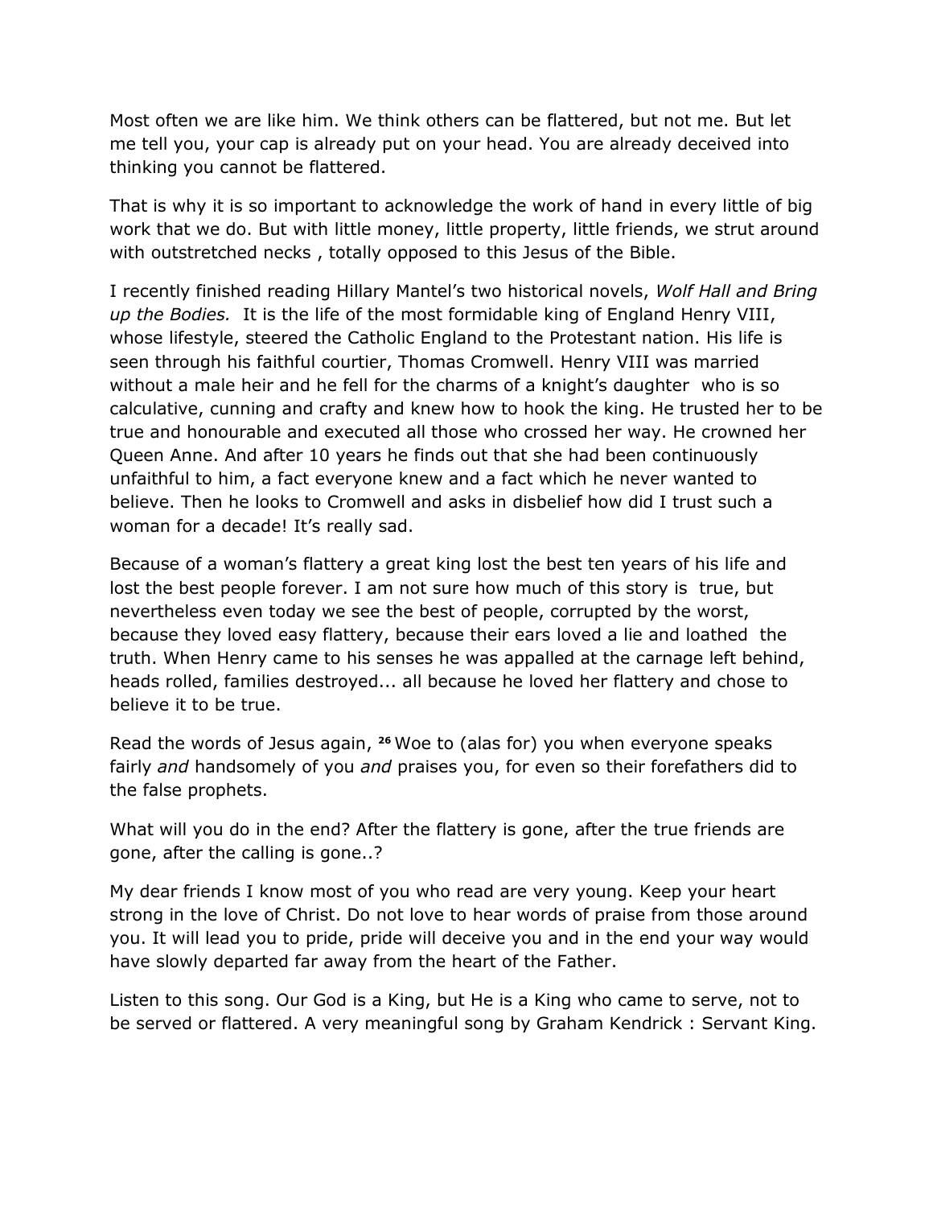Most often we are like him. We think others can be flattered, but not me. But let me tell you, your cap is already put on your head. You are already deceived into thinking you cannot be flattered.

That is why it is so important to acknowledge the work of hand in every little of big work that we do. But with little money, little property, little friends, we strut around with outstretched necks , totally opposed to this Jesus of the Bible.

I recently finished reading Hillary Mantel's two historical novels, *Wolf Hall and Bring up the Bodies.* It is the life of the most formidable king of England Henry VIII, whose lifestyle, steered the Catholic England to the Protestant nation. His life is seen through his faithful courtier, Thomas Cromwell. Henry VIII was married without a male heir and he fell for the charms of a knight's daughter who is so calculative, cunning and crafty and knew how to hook the king. He trusted her to be true and honourable and executed all those who crossed her way. He crowned her Queen Anne. And after 10 years he finds out that she had been continuously unfaithful to him, a fact everyone knew and a fact which he never wanted to believe. Then he looks to Cromwell and asks in disbelief how did I trust such a woman for a decade! It's really sad.

Because of a woman's flattery a great king lost the best ten years of his life and lost the best people forever. I am not sure how much of this story is true, but nevertheless even today we see the best of people, corrupted by the worst, because they loved easy flattery, because their ears loved a lie and loathed the truth. When Henry came to his senses he was appalled at the carnage left behind, heads rolled, families destroyed... all because he loved her flattery and chose to believe it to be true.

Read the words of Jesus again, **26** Woe to (alas for) you when everyone speaks fairly *and* handsomely of you *and* praises you, for even so their forefathers did to the false prophets.

What will you do in the end? After the flattery is gone, after the true friends are gone, after the calling is gone..?

My dear friends I know most of you who read are very young. Keep your heart strong in the love of Christ. Do not love to hear words of praise from those around you. It will lead you to pride, pride will deceive you and in the end your way would have slowly departed far away from the heart of the Father.

Listen to this song. Our God is a King, but He is a King who came to serve, not to be served or flattered. A very meaningful song by Graham Kendrick : Servant King.